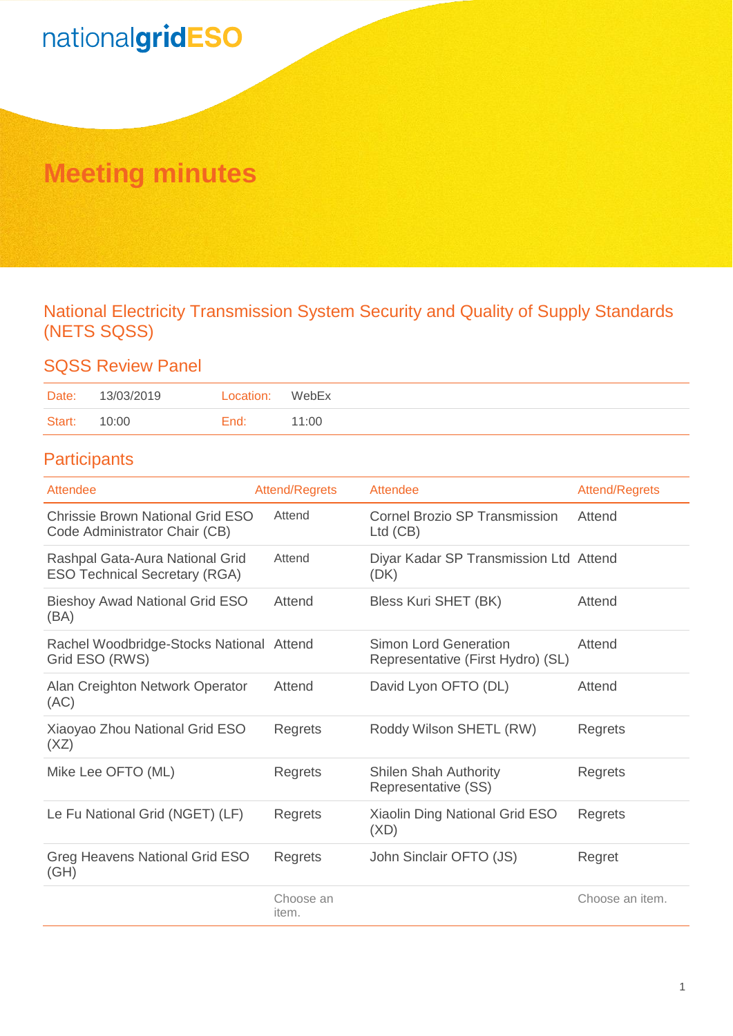nationalgridESO

# Meeting minutes

## National Electricity Transmission System Security and Quality of Supply Standards (NETS SQSS)

### SQSS Review Panel

| Date: | 13/03/2019 | Location: | WebEx |
|---|---|---|---|
| Start: | 10:00 | End: | 11:00 |

### Participants

| Attendee | Attend/Regrets | Attendee | Attend/Regrets |
|---|---|---|---|
| Chrissie Brown National Grid ESO Code Administrator Chair (CB) | Attend | Cornel Brozio SP Transmission Ltd (CB) | Attend |
| Rashpal Gata-Aura National Grid ESO Technical Secretary (RGA) | Attend | Diyar Kadar SP Transmission Ltd (DK) | Attend |
| Bieshoy Awad National Grid ESO (BA) | Attend | Bless Kuri SHET (BK) | Attend |
| Rachel Woodbridge-Stocks National Grid ESO (RWS) | Attend | Simon Lord Generation Representative (First Hydro) (SL) | Attend |
| Alan Creighton Network Operator (AC) | Attend | David Lyon OFTO (DL) | Attend |
| Xiaoyao Zhou National Grid ESO (XZ) | Regrets | Roddy Wilson SHETL (RW) | Regrets |
| Mike Lee OFTO (ML) | Regrets | Shilen Shah Authority Representative (SS) | Regrets |
| Le Fu National Grid (NGET) (LF) | Regrets | Xiaolin Ding National Grid ESO (XD) | Regrets |
| Greg Heavens National Grid ESO (GH) | Regrets | John Sinclair OFTO (JS) | Regret |
| | Choose an item. | | Choose an item. |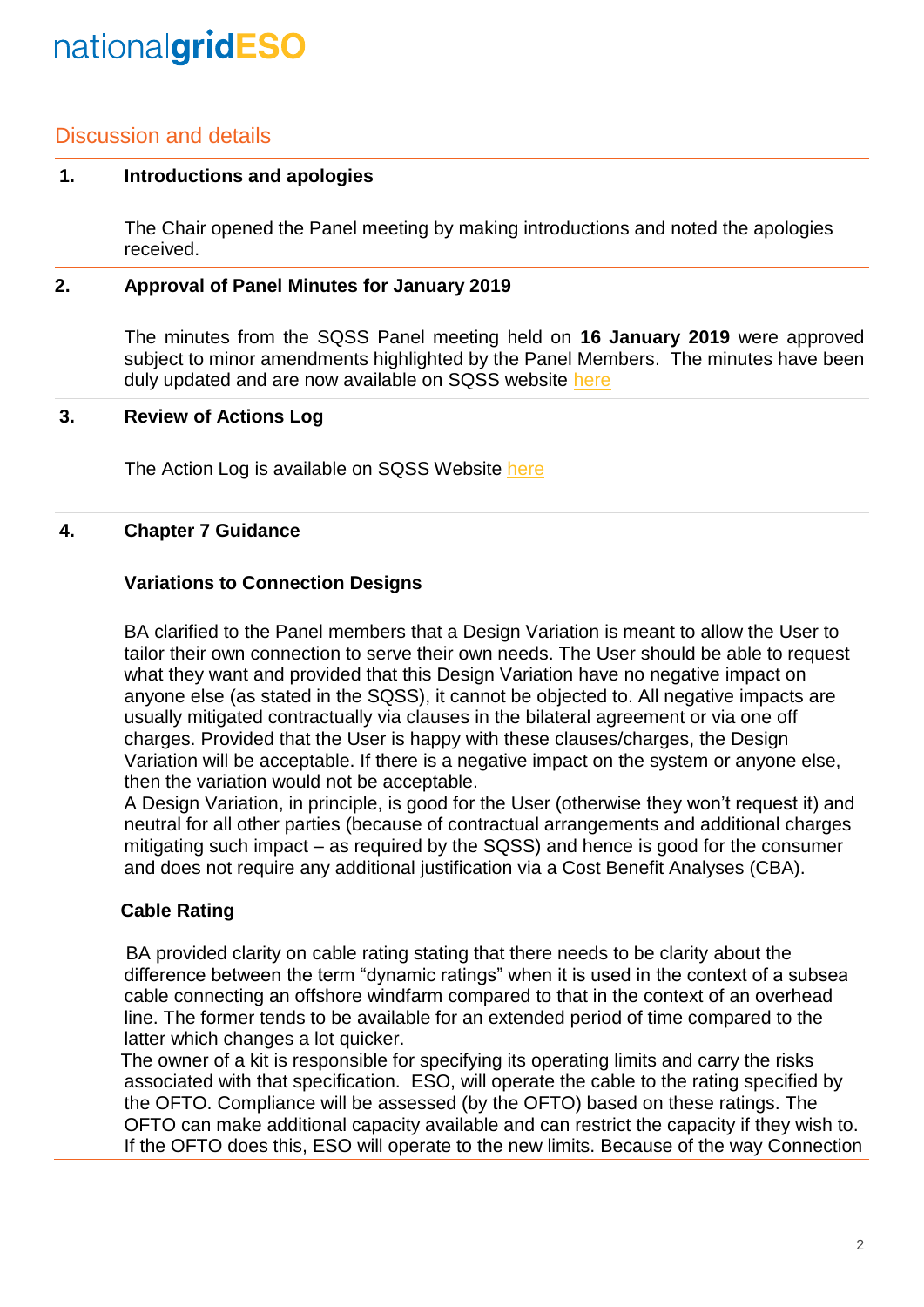## Discussion and details

### 1. Introductions and apologies

The Chair opened the Panel meeting by making introductions and noted the apologies received.

### 2. Approval of Panel Minutes for January 2019

The minutes from the SQSS Panel meeting held on **16 January 2019** were approved subject to minor amendments highlighted by the Panel Members. The minutes have been duly updated and are now available on SQSS website here

### 3. Review of Actions Log

The Action Log is available on SQSS Website here

### 4. Chapter 7 Guidance

**Variations to Connection Designs**

BA clarified to the Panel members that a Design Variation is meant to allow the User to tailor their own connection to serve their own needs. The User should be able to request what they want and provided that this Design Variation have no negative impact on anyone else (as stated in the SQSS), it cannot be objected to. All negative impacts are usually mitigated contractually via clauses in the bilateral agreement or via one off charges. Provided that the User is happy with these clauses/charges, the Design Variation will be acceptable. If there is a negative impact on the system or anyone else, then the variation would not be acceptable.
A Design Variation, in principle, is good for the User (otherwise they won't request it) and neutral for all other parties (because of contractual arrangements and additional charges mitigating such impact – as required by the SQSS) and hence is good for the consumer and does not require any additional justification via a Cost Benefit Analyses (CBA).

**Cable Rating**

BA provided clarity on cable rating stating that there needs to be clarity about the difference between the term "dynamic ratings" when it is used in the context of a subsea cable connecting an offshore windfarm compared to that in the context of an overhead line. The former tends to be available for an extended period of time compared to the latter which changes a lot quicker.
The owner of a kit is responsible for specifying its operating limits and carry the risks associated with that specification. ESO, will operate the cable to the rating specified by the OFTO. Compliance will be assessed (by the OFTO) based on these ratings. The OFTO can make additional capacity available and can restrict the capacity if they wish to. If the OFTO does this, ESO will operate to the new limits. Because of the way Connection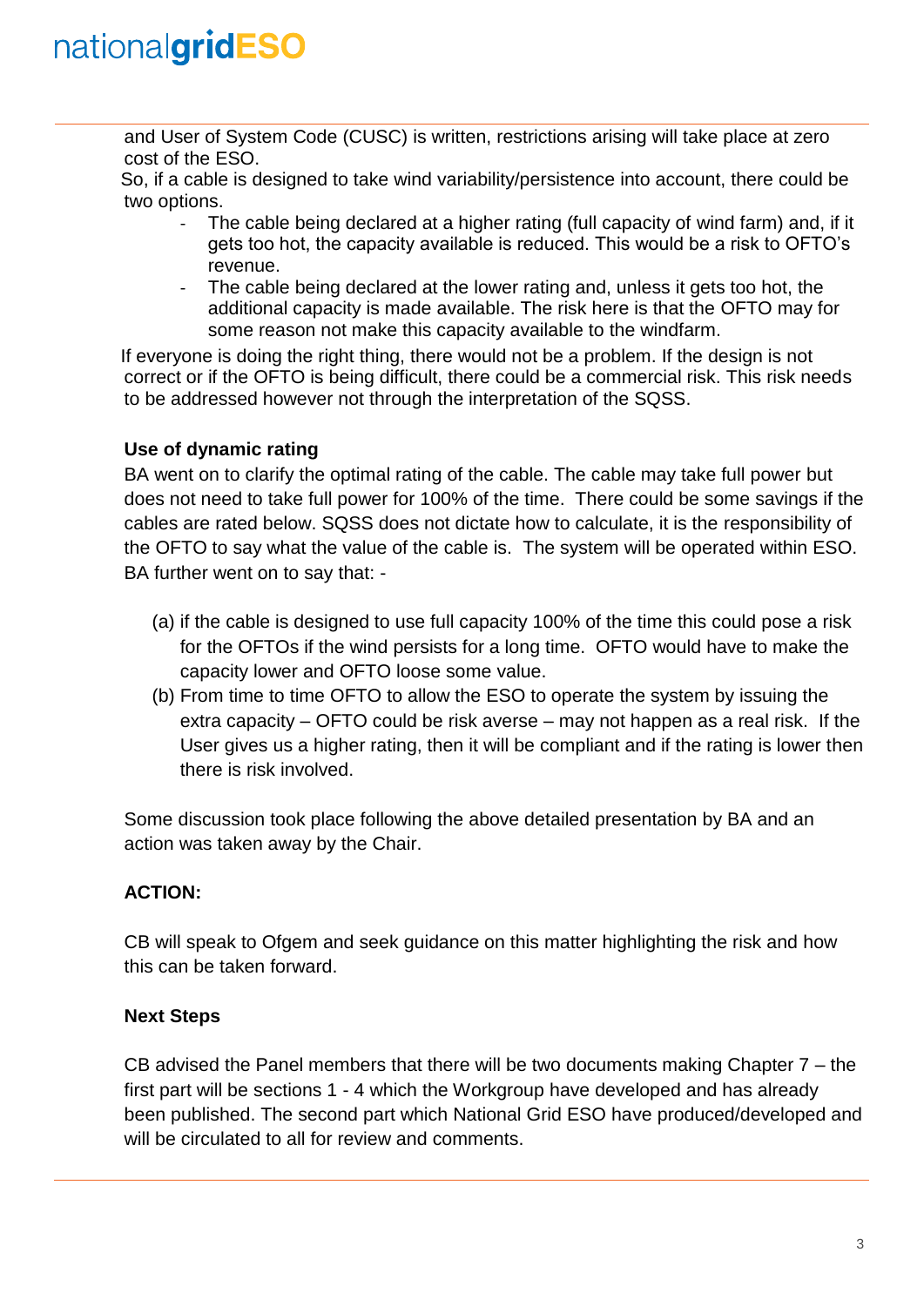and User of System Code (CUSC) is written, restrictions arising will take place at zero cost of the ESO.

So, if a cable is designed to take wind variability/persistence into account, there could be two options.

- The cable being declared at a higher rating (full capacity of wind farm) and, if it gets too hot, the capacity available is reduced. This would be a risk to OFTO's revenue.
- The cable being declared at the lower rating and, unless it gets too hot, the additional capacity is made available. The risk here is that the OFTO may for some reason not make this capacity available to the windfarm.

If everyone is doing the right thing, there would not be a problem. If the design is not correct or if the OFTO is being difficult, there could be a commercial risk. This risk needs to be addressed however not through the interpretation of the SQSS.

**Use of dynamic rating**

BA went on to clarify the optimal rating of the cable. The cable may take full power but does not need to take full power for 100% of the time. There could be some savings if the cables are rated below. SQSS does not dictate how to calculate, it is the responsibility of the OFTO to say what the value of the cable is. The system will be operated within ESO. BA further went on to say that: -

(a) if the cable is designed to use full capacity 100% of the time this could pose a risk for the OFTOs if the wind persists for a long time. OFTO would have to make the capacity lower and OFTO loose some value.

(b) From time to time OFTO to allow the ESO to operate the system by issuing the extra capacity – OFTO could be risk averse – may not happen as a real risk. If the User gives us a higher rating, then it will be compliant and if the rating is lower then there is risk involved.

Some discussion took place following the above detailed presentation by BA and an action was taken away by the Chair.

**ACTION:**

CB will speak to Ofgem and seek guidance on this matter highlighting the risk and how this can be taken forward.

**Next Steps**

CB advised the Panel members that there will be two documents making Chapter 7 – the first part will be sections 1 - 4 which the Workgroup have developed and has already been published. The second part which National Grid ESO have produced/developed and will be circulated to all for review and comments.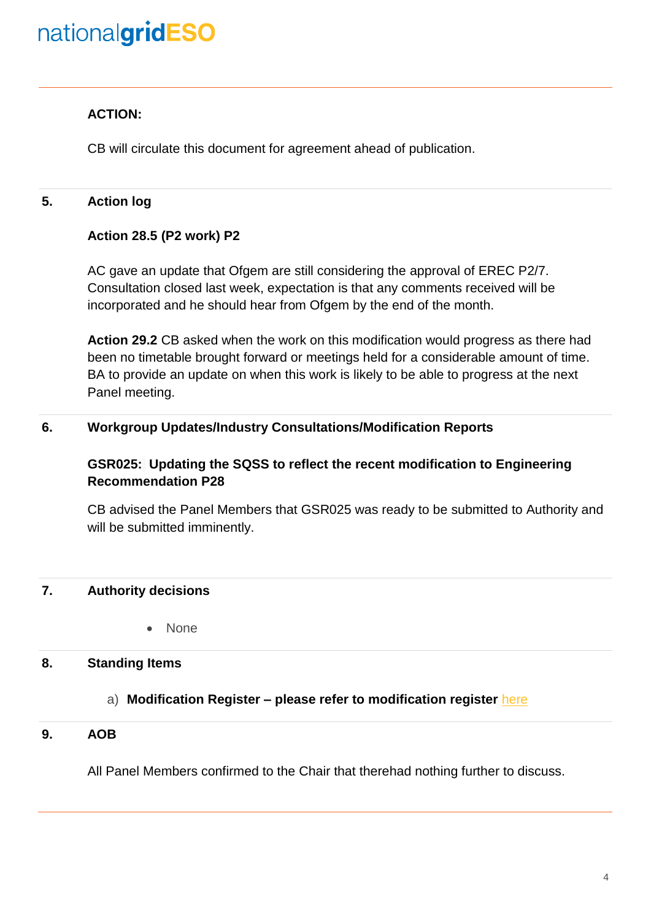**ACTION:**

CB will circulate this document for agreement ahead of publication.

**5. Action log**

**Action 28.5 (P2 work) P2**

AC gave an update that Ofgem are still considering the approval of EREC P2/7. Consultation closed last week, expectation is that any comments received will be incorporated and he should hear from Ofgem by the end of the month.

**Action 29.2** CB asked when the work on this modification would progress as there had been no timetable brought forward or meetings held for a considerable amount of time. BA to provide an update on when this work is likely to be able to progress at the next Panel meeting.

**6. Workgroup Updates/Industry Consultations/Modification Reports**

**GSR025: Updating the SQSS to reflect the recent modification to Engineering Recommendation P28**

CB advised the Panel Members that GSR025 was ready to be submitted to Authority and will be submitted imminently.

**7. Authority decisions**

- None

**8. Standing Items**

a) **Modification Register – please refer to modification register** here

**9. AOB**

All Panel Members confirmed to the Chair that therehad nothing further to discuss.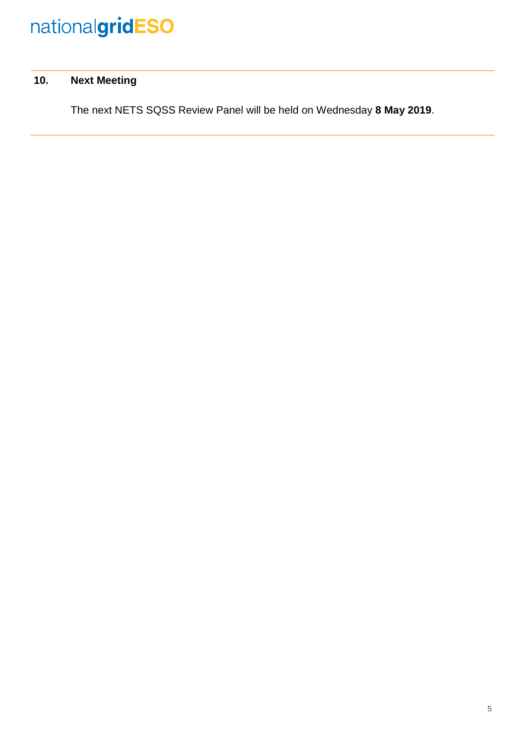## 10. Next Meeting

The next NETS SQSS Review Panel will be held on Wednesday **8 May 2019**.